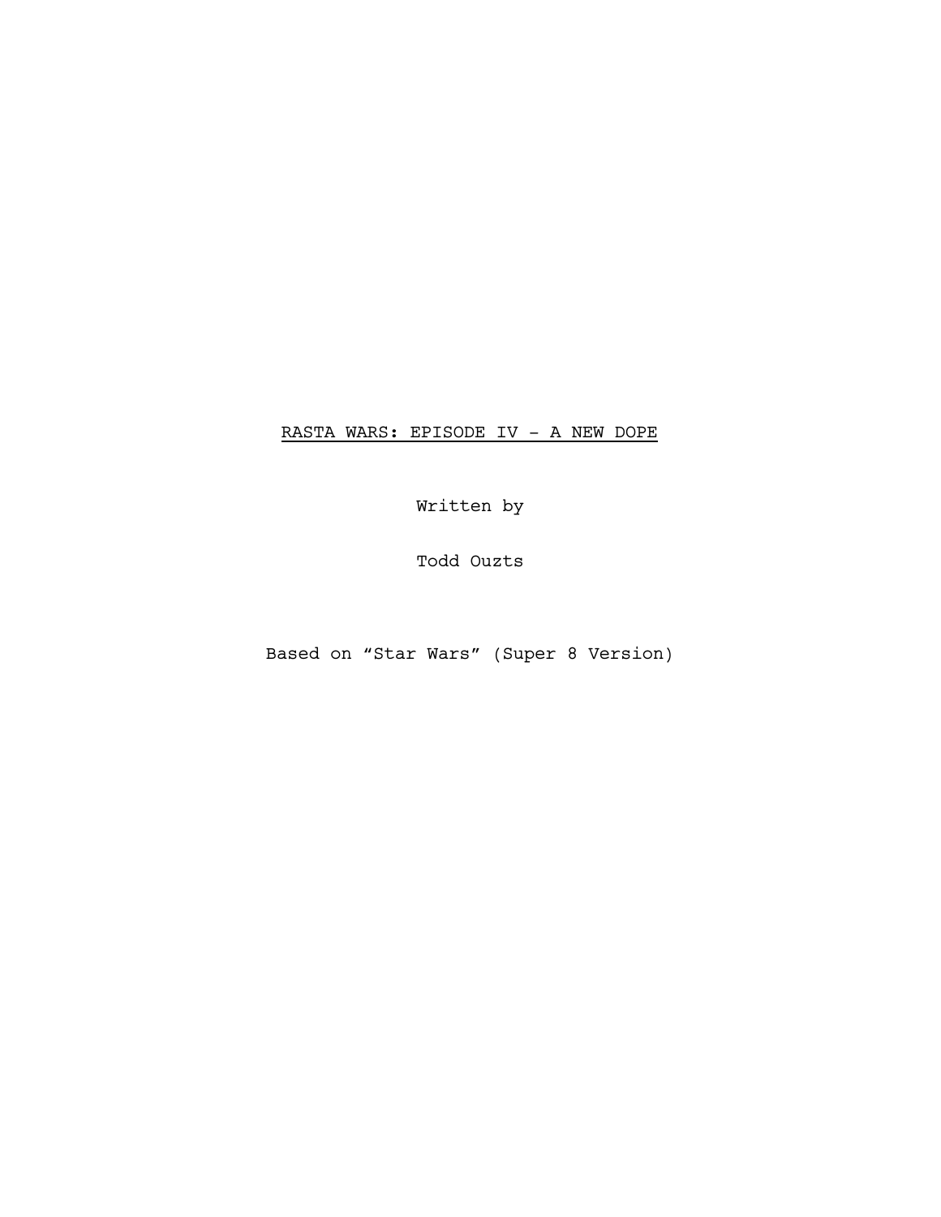# RASTA WARS: EPISODE IV - A NEW DOPE

Written by

Todd Ouzts

Based on “Star Wars” (Super 8 Version)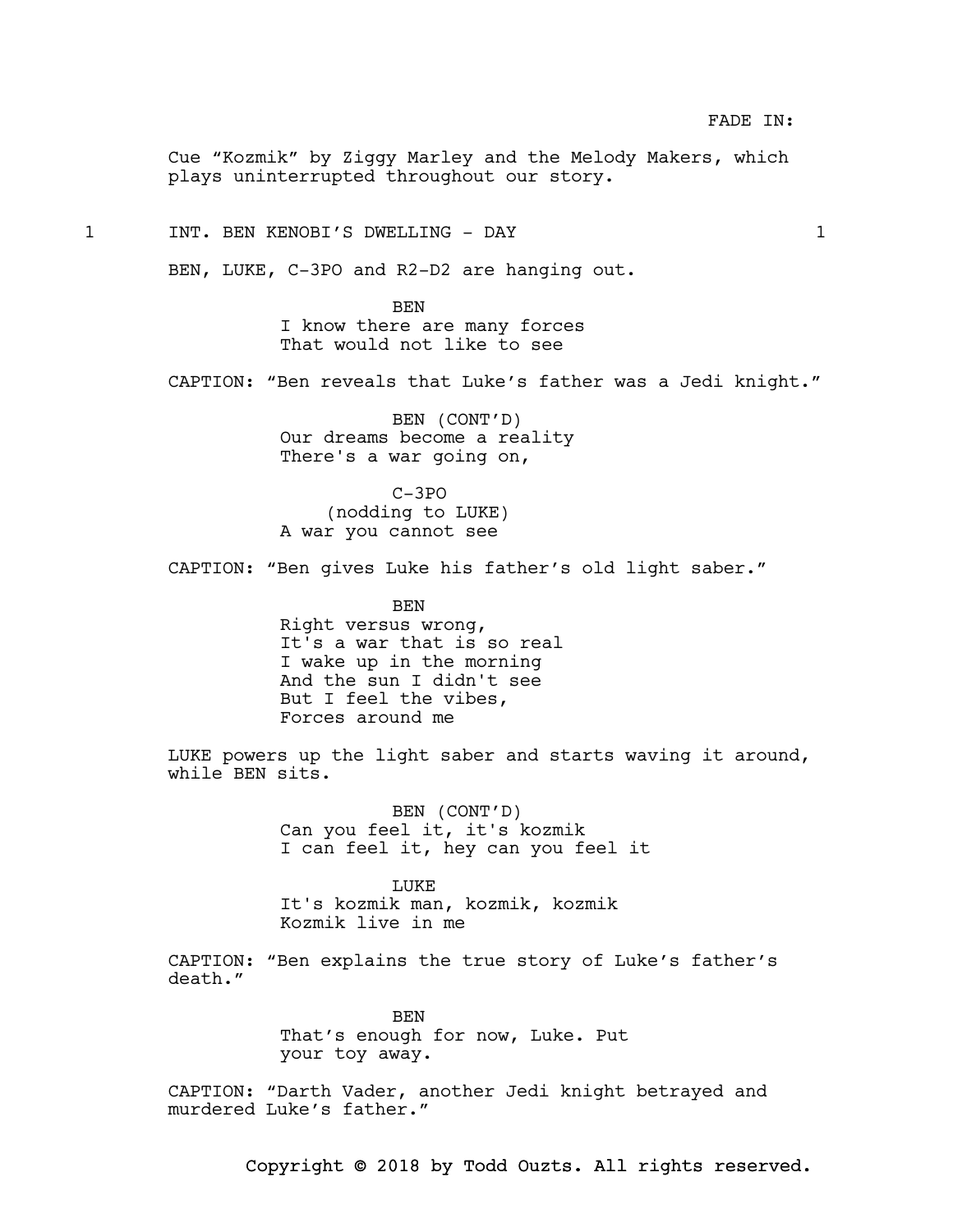FADE IN:

Cue "Kozmik" by Ziggy Marley and the Melody Makers, which plays uninterrupted throughout our story.

1 INT. BEN KENOBI'S DWELLING - DAY 1

BEN, LUKE, C-3PO and R2-D2 are hanging out.

BEN
I know there are many forces
That would not like to see

CAPTION: "Ben reveals that Luke's father was a Jedi knight."

BEN (CONT'D)
Our dreams become a reality
There's a war going on,

C-3PO
(nodding to LUKE)
A war you cannot see

CAPTION: "Ben gives Luke his father's old light saber."

BEN
Right versus wrong,
It's a war that is so real
I wake up in the morning
And the sun I didn't see
But I feel the vibes,
Forces around me

LUKE powers up the light saber and starts waving it around, while BEN sits.

BEN (CONT'D)
Can you feel it, it's kozmik
I can feel it, hey can you feel it

LUKE
It's kozmik man, kozmik, kozmik
Kozmik live in me

CAPTION: "Ben explains the true story of Luke's father's death."

BEN
That's enough for now, Luke. Put
your toy away.

CAPTION: "Darth Vader, another Jedi knight betrayed and murdered Luke's father."

Copyright © 2018 by Todd Ouzts. All rights reserved.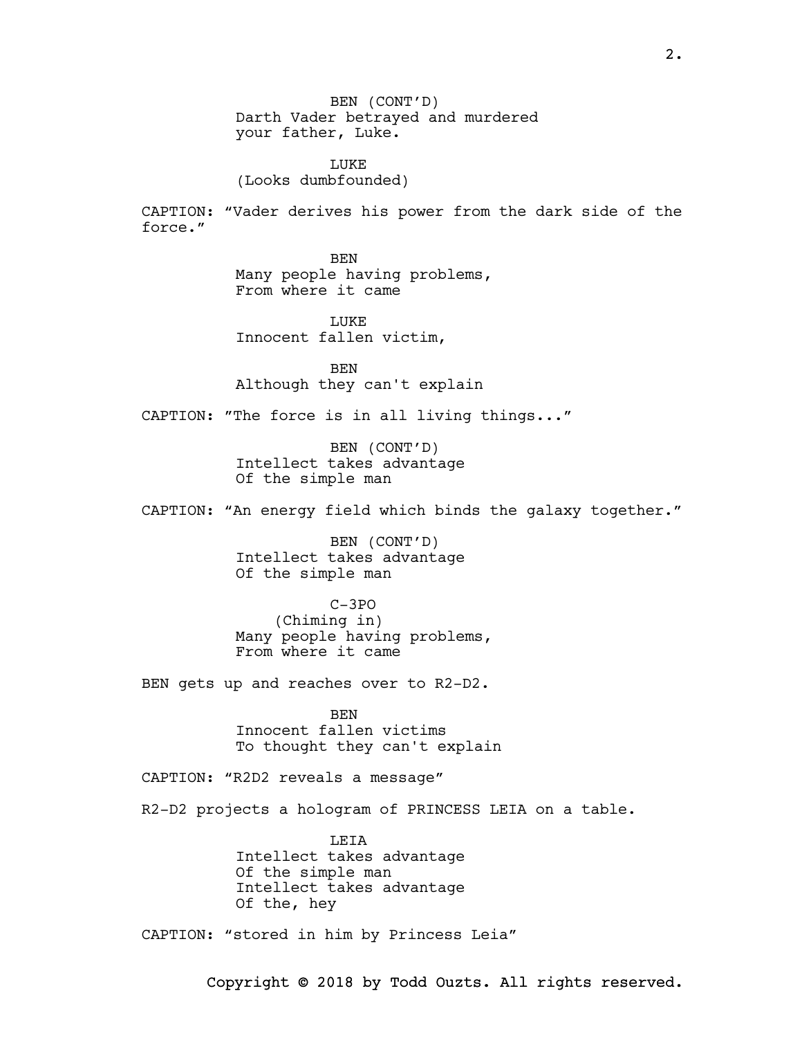BEN (CONT'D)
Darth Vader betrayed and murdered your father, Luke.

LUKE
(Looks dumbfounded)

CAPTION: "Vader derives his power from the dark side of the force."

BEN
Many people having problems,
From where it came

LUKE
Innocent fallen victim,

BEN
Although they can't explain

CAPTION: "The force is in all living things..."

BEN (CONT'D)
Intellect takes advantage
Of the simple man

CAPTION: "An energy field which binds the galaxy together."

BEN (CONT'D)
Intellect takes advantage
Of the simple man

C-3PO
(Chiming in)
Many people having problems,
From where it came

BEN gets up and reaches over to R2-D2.

BEN
Innocent fallen victims
To thought they can't explain

CAPTION: "R2D2 reveals a message"

R2-D2 projects a hologram of PRINCESS LEIA on a table.

LEIA
Intellect takes advantage
Of the simple man
Intellect takes advantage
Of the, hey

CAPTION: "stored in him by Princess Leia"

Copyright © 2018 by Todd Ouzts. All rights reserved.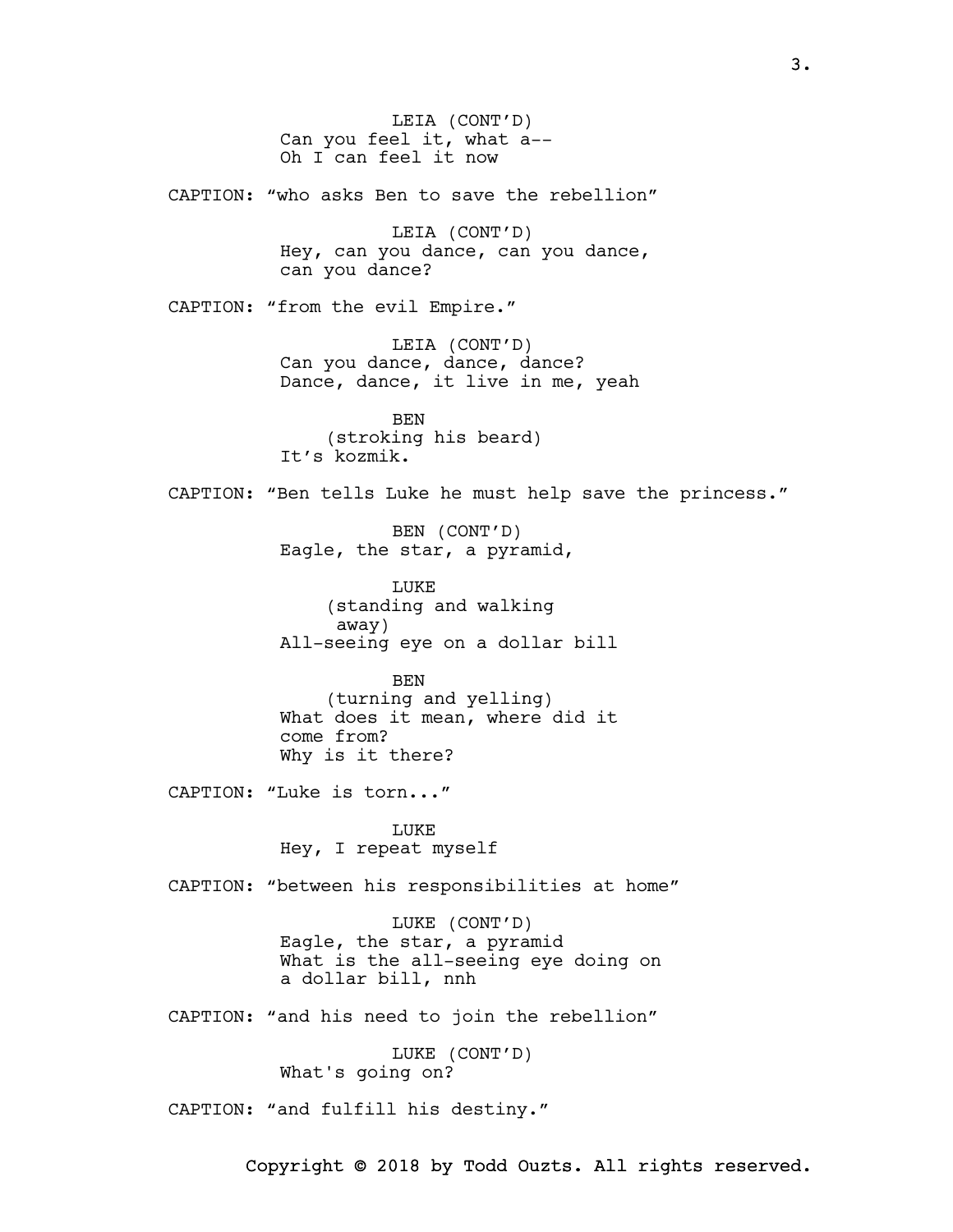LEIA (CONT'D)
Can you feel it, what a--
Oh I can feel it now

CAPTION: "who asks Ben to save the rebellion"

LEIA (CONT'D)
Hey, can you dance, can you dance,
can you dance?

CAPTION: "from the evil Empire."

LEIA (CONT'D)
Can you dance, dance, dance?
Dance, dance, it live in me, yeah

BEN
(stroking his beard)
It's kozmik.

CAPTION: "Ben tells Luke he must help save the princess."

BEN (CONT'D)
Eagle, the star, a pyramid,

LUKE
(standing and walking away)
All-seeing eye on a dollar bill

BEN
(turning and yelling)
What does it mean, where did it
come from?
Why is it there?

CAPTION: "Luke is torn..."

LUKE
Hey, I repeat myself

CAPTION: "between his responsibilities at home"

LUKE (CONT'D)
Eagle, the star, a pyramid
What is the all-seeing eye doing on
a dollar bill, nnh

CAPTION: "and his need to join the rebellion"

LUKE (CONT'D)
What's going on?

CAPTION: "and fulfill his destiny."

Copyright © 2018 by Todd Ouzts. All rights reserved.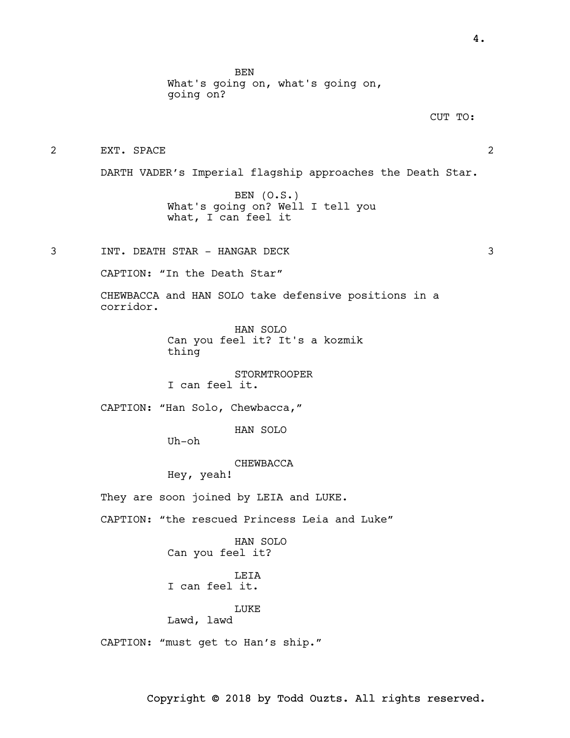BEN
What's going on, what's going on, going on?

CUT TO:

2 EXT. SPACE 2

DARTH VADER's Imperial flagship approaches the Death Star.

BEN (O.S.)
What's going on? Well I tell you what, I can feel it

3 INT. DEATH STAR - HANGAR DECK 3

CAPTION: "In the Death Star"

CHEWBACCA and HAN SOLO take defensive positions in a corridor.

HAN SOLO
Can you feel it? It's a kozmik thing

STORMTROOPER
I can feel it.

CAPTION: "Han Solo, Chewbacca,"

HAN SOLO
Uh-oh

CHEWBACCA
Hey, yeah!

They are soon joined by LEIA and LUKE.

CAPTION: "the rescued Princess Leia and Luke"

HAN SOLO
Can you feel it?

LEIA
I can feel it.

LUKE
Lawd, lawd

CAPTION: "must get to Han's ship."

Copyright © 2018 by Todd Ouzts. All rights reserved.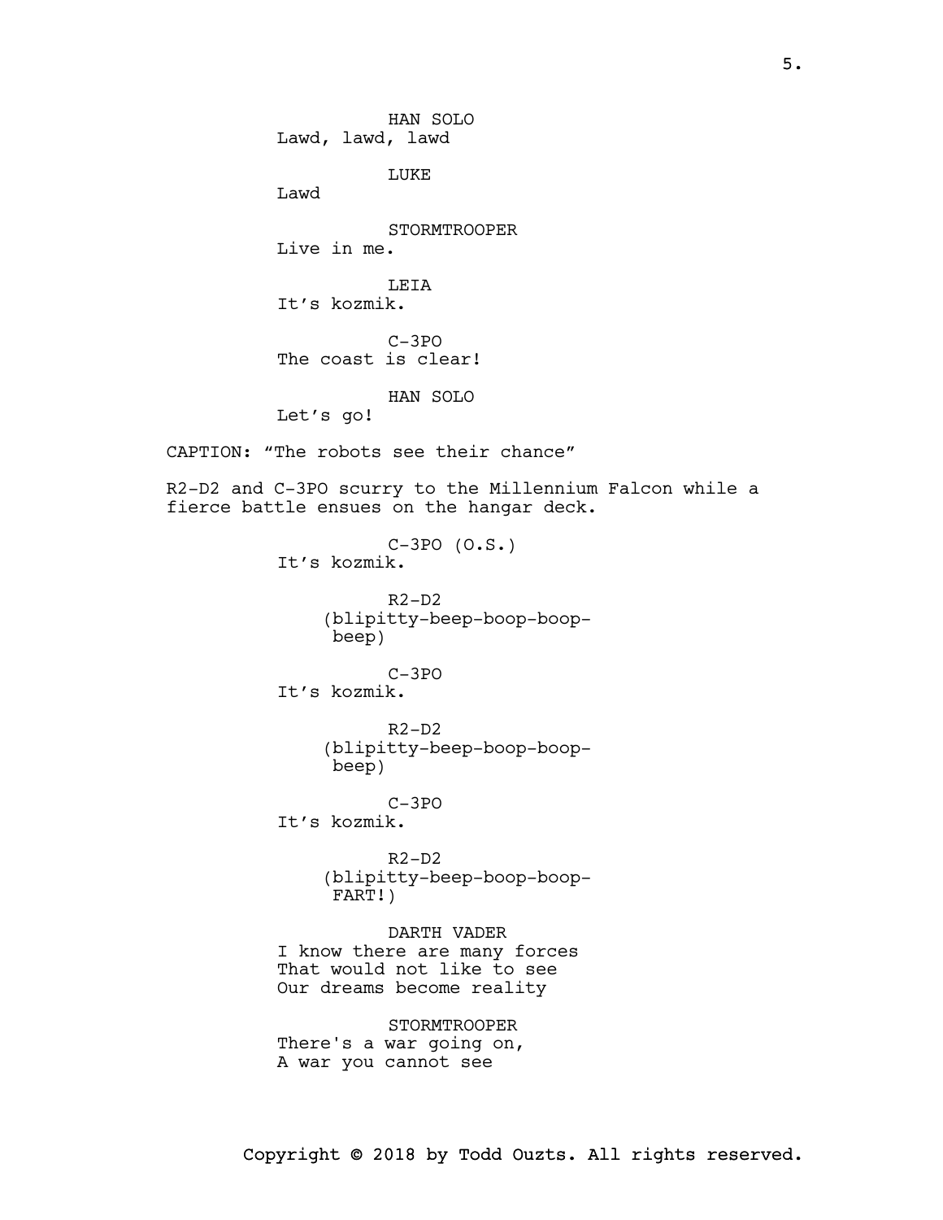HAN SOLO
Lawd, lawd, lawd

LUKE
Lawd

STORMTROOPER
Live in me.

LEIA
It's kozmik.

C-3PO
The coast is clear!

HAN SOLO
Let's go!

CAPTION: "The robots see their chance"

R2-D2 and C-3PO scurry to the Millennium Falcon while a fierce battle ensues on the hangar deck.

C-3PO (O.S.)
It's kozmik.

R2-D2
(blipitty-beep-boop-boop-beep)

C-3PO
It's kozmik.

R2-D2
(blipitty-beep-boop-boop-beep)

C-3PO
It's kozmik.

R2-D2
(blipitty-beep-boop-boop-FART!)

DARTH VADER
I know there are many forces
That would not like to see
Our dreams become reality

STORMTROOPER
There's a war going on,
A war you cannot see

Copyright © 2018 by Todd Ouzts. All rights reserved.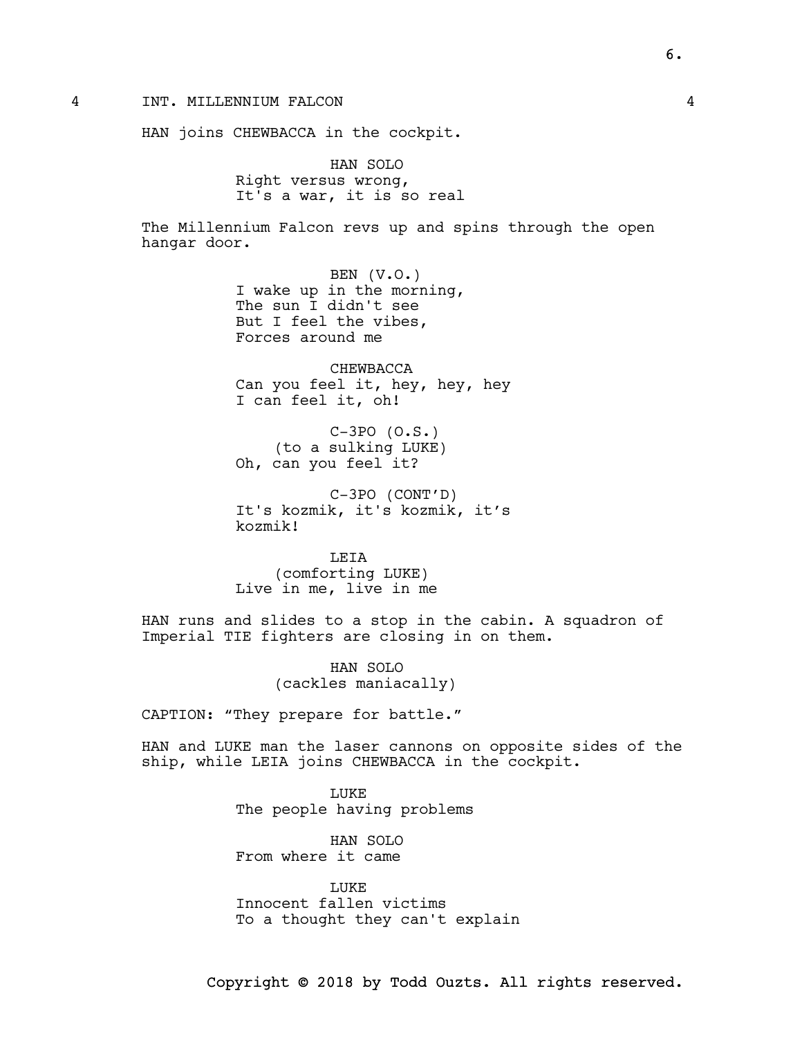4 INT. MILLENNIUM FALCON 4

HAN joins CHEWBACCA in the cockpit.

HAN SOLO
Right versus wrong,
It's a war, it is so real

The Millennium Falcon revs up and spins through the open hangar door.

BEN (V.O.)
I wake up in the morning,
The sun I didn't see
But I feel the vibes,
Forces around me

CHEWBACCA
Can you feel it, hey, hey, hey
I can feel it, oh!

C-3PO (O.S.)
(to a sulking LUKE)
Oh, can you feel it?

C-3PO (CONT'D)
It's kozmik, it's kozmik, it's kozmik!

LEIA
(comforting LUKE)
Live in me, live in me

HAN runs and slides to a stop in the cabin. A squadron of Imperial TIE fighters are closing in on them.

HAN SOLO
(cackles maniacally)

CAPTION: "They prepare for battle."

HAN and LUKE man the laser cannons on opposite sides of the ship, while LEIA joins CHEWBACCA in the cockpit.

LUKE
The people having problems

HAN SOLO
From where it came

LUKE
Innocent fallen victims
To a thought they can't explain

Copyright © 2018 by Todd Ouzts. All rights reserved.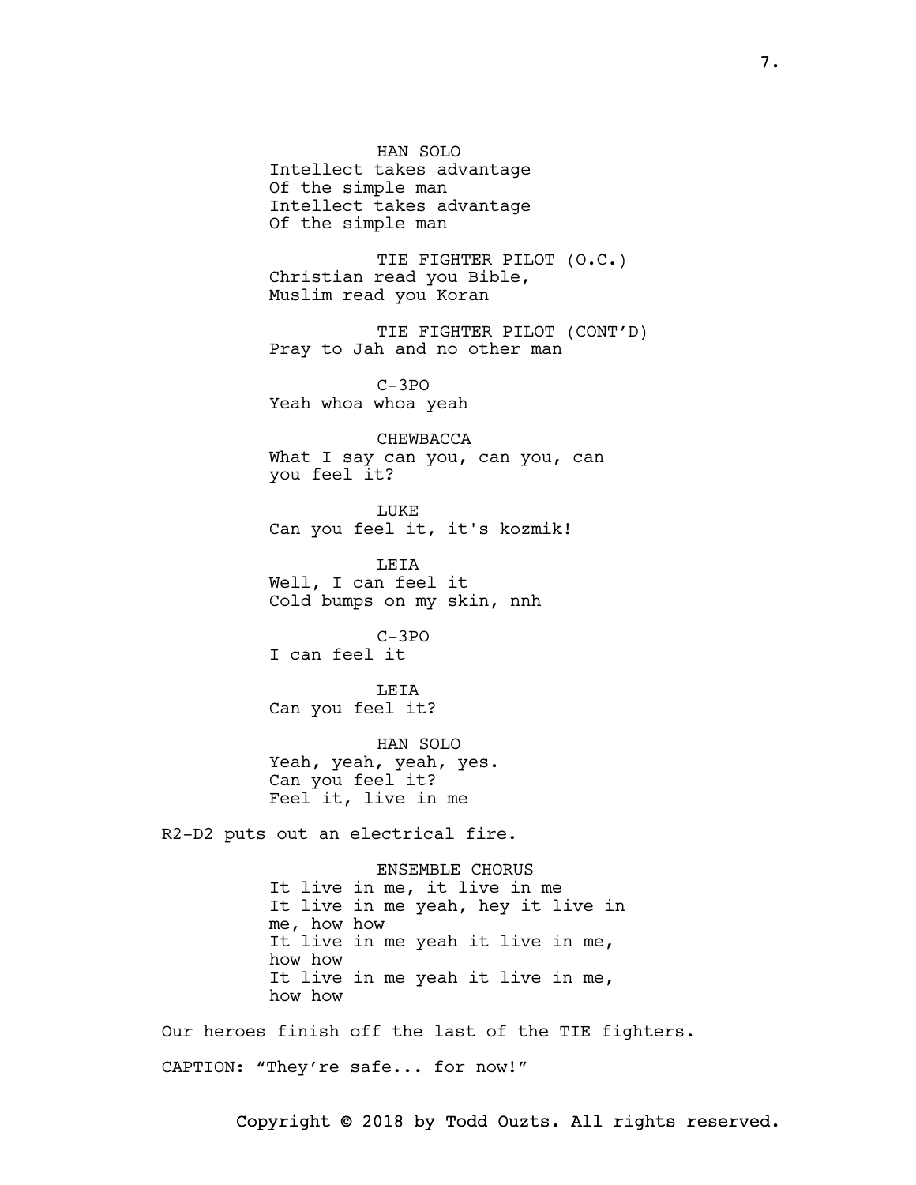HAN SOLO
Intellect takes advantage
Of the simple man
Intellect takes advantage
Of the simple man

TIE FIGHTER PILOT (O.C.)
Christian read you Bible,
Muslim read you Koran

TIE FIGHTER PILOT (CONT'D)
Pray to Jah and no other man

C-3PO
Yeah whoa whoa yeah

CHEWBACCA
What I say can you, can you, can
you feel it?

LUKE
Can you feel it, it's kozmik!

LEIA
Well, I can feel it
Cold bumps on my skin, nnh

C-3PO
I can feel it

LEIA
Can you feel it?

HAN SOLO
Yeah, yeah, yeah, yes.
Can you feel it?
Feel it, live in me

R2-D2 puts out an electrical fire.

ENSEMBLE CHORUS
It live in me, it live in me
It live in me yeah, hey it live in
me, how how
It live in me yeah it live in me,
how how
It live in me yeah it live in me,
how how

Our heroes finish off the last of the TIE fighters.

CAPTION: "They're safe... for now!"

Copyright © 2018 by Todd Ouzts. All rights reserved.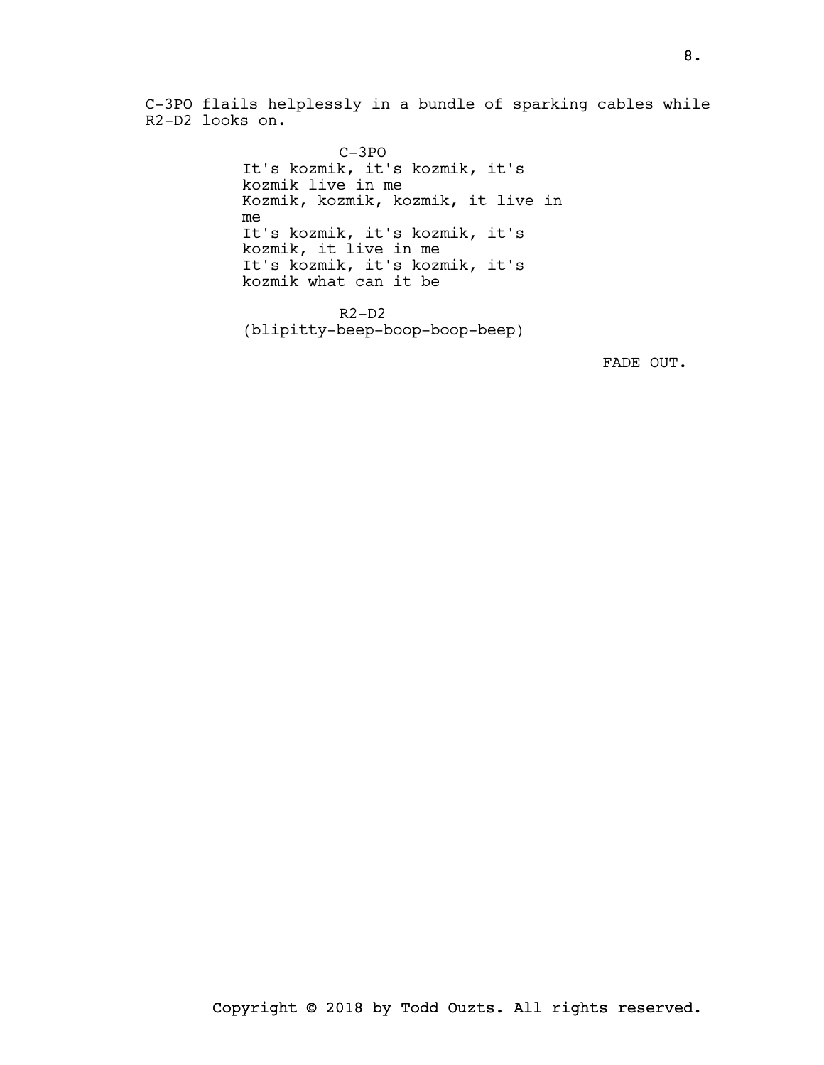C-3PO flails helplessly in a bundle of sparking cables while R2-D2 looks on.

C-3PO

It's kozmik, it's kozmik, it's kozmik live in me
Kozmik, kozmik, kozmik, it live in me
It's kozmik, it's kozmik, it's kozmik, it live in me
It's kozmik, it's kozmik, it's kozmik what can it be

R2-D2

(blipitty-beep-boop-boop-beep)

FADE OUT.

Copyright © 2018 by Todd Ouzts. All rights reserved.